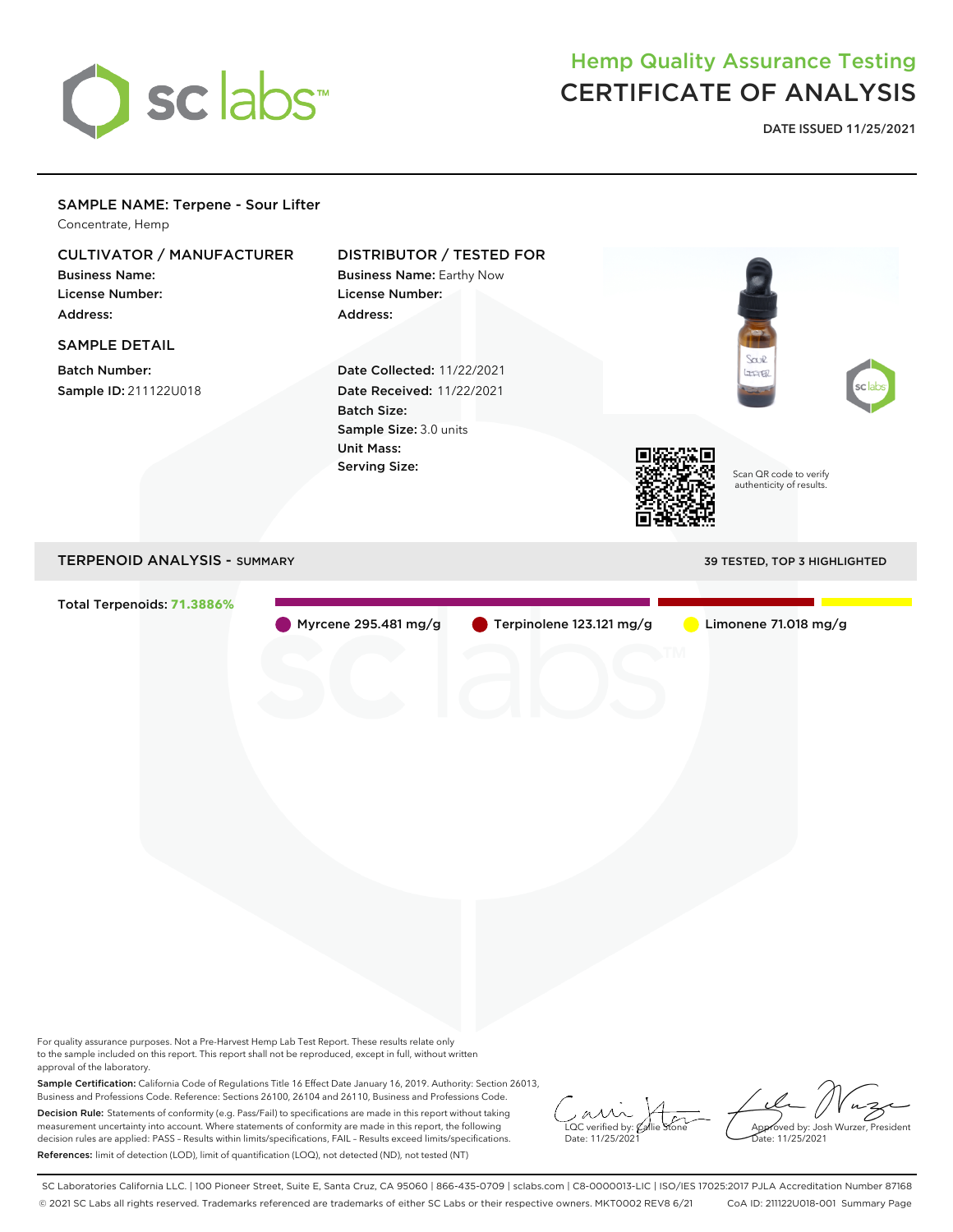# Hemp Quality Assurance Testing
# CERTIFICATE OF ANALYSIS

**DATE ISSUED 11/25/2021**

## SAMPLE NAME: Terpene - Sour Lifter

Concentrate, Hemp

### CULTIVATOR / MANUFACTURER

**Business Name:**
**License Number:**
**Address:**

### DISTRIBUTOR / TESTED FOR

**Business Name:** Earthy Now
**License Number:**
**Address:**

### SAMPLE DETAIL

**Batch Number:**
**Sample ID:** 211122U018

**Date Collected:** 11/22/2021
**Date Received:** 11/22/2021
**Batch Size:**
**Sample Size:** 3.0 units
**Unit Mass:**
**Serving Size:**

Scan QR code to verify authenticity of results.

## TERPENOID ANALYSIS - SUMMARY

39 TESTED, TOP 3 HIGHLIGHTED

Total Terpenoids: **71.3886%**

- Myrcene 295.481 mg/g
- Terpinolene 123.121 mg/g
- Limonene 71.018 mg/g

For quality assurance purposes. Not a Pre-Harvest Hemp Lab Test Report. These results relate only to the sample included on this report. This report shall not be reproduced, except in full, without written approval of the laboratory.

**Sample Certification:** California Code of Regulations Title 16 Effect Date January 16, 2019. Authority: Section 26013, Business and Professions Code. Reference: Sections 26100, 26104 and 26110, Business and Professions Code.

**Decision Rule:** Statements of conformity (e.g. Pass/Fail) to specifications are made in this report without taking measurement uncertainty into account. Where statements of conformity are made in this report, the following decision rules are applied: PASS – Results within limits/specifications, FAIL – Results exceed limits/specifications.

**References:** limit of detection (LOD), limit of quantification (LOQ), not detected (ND), not tested (NT)

LQC verified by: Callie Stone
Date: 11/25/2021

Approved by: Josh Wurzer, President
Date: 11/25/2021

SC Laboratories California LLC. | 100 Pioneer Street, Suite E, Santa Cruz, CA 95060 | 866-435-0709 | sclabs.com | C8-0000013-LIC | ISO/IES 17025:2017 PJLA Accreditation Number 87168
© 2021 SC Labs all rights reserved. Trademarks referenced are trademarks of either SC Labs or their respective owners. MKT0002 REV8 6/21 CoA ID: 211122U018-001 Summary Page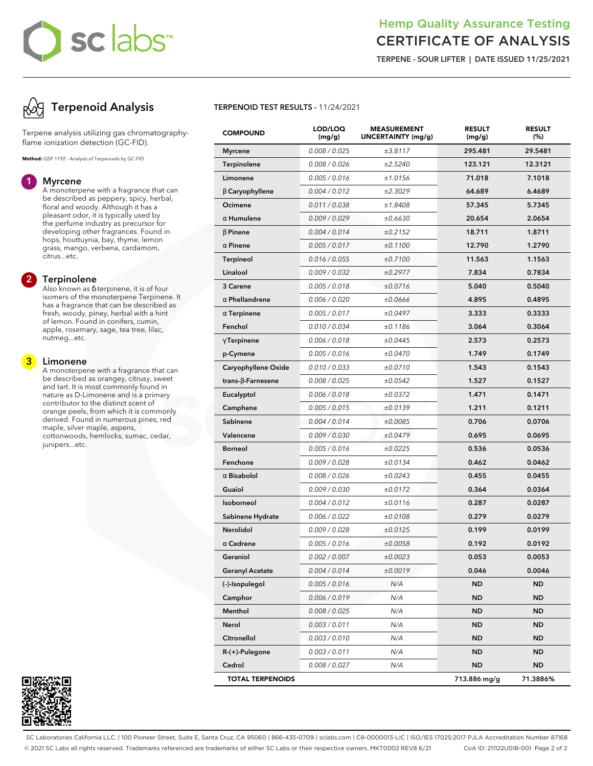Hemp Quality Assurance Testing

# CERTIFICATE OF ANALYSIS

**TERPENE - SOUR LIFTER | DATE ISSUED 11/25/2021**

## Terpenoid Analysis

Terpene analysis utilizing gas chromatography-flame ionization detection (GC-FID).

**Method:** QSP 1192 - Analysis of Terpenoids by GC-FID

### 1 Myrcene

A monoterpene with a fragrance that can be described as peppery, spicy, herbal, floral and woody. Although it has a pleasant odor, it is typically used by the perfume industry as precursor for developing other fragrances. Found in hops, houttuynia, bay, thyme, lemon grass, mango, verbena, cardamom, citrus...etc.

### 2 Terpinolene

Also known as δ-terpinene, it is of four isomers of the monoterpene Terpinene. It has a fragrance that can be described as fresh, woody, piney, herbal with a hint of lemon. Found in conifers, cumin, apple, rosemary, sage, tea tree, lilac, nutmeg...etc.

### 3 Limonene

A monoterpene with a fragrance that can be described as orangey, citrusy, sweet and tart. It is most commonly found in nature as D-Limonene and is a primary contributor to the distinct scent of orange peels, from which it is commonly derived. Found in numerous pines, red maple, silver maple, aspens, cottonwoods, hemlocks, sumac, cedar, junipers...etc.

**TERPENOID TEST RESULTS** - 11/24/2021

| COMPOUND | LOD/LOQ (mg/g) | MEASUREMENT UNCERTAINTY (mg/g) | RESULT (mg/g) | RESULT (%) |
|---|---|---|---|---|
| Myrcene | 0.008 / 0.025 | ±3.8117 | 295.481 | 29.5481 |
| Terpinolene | 0.008 / 0.026 | ±2.5240 | 123.121 | 12.3121 |
| Limonene | 0.005 / 0.016 | ±1.0156 | 71.018 | 7.1018 |
| β Caryophyllene | 0.004 / 0.012 | ±2.3029 | 64.689 | 6.4689 |
| Ocimene | 0.011 / 0.038 | ±1.8408 | 57.345 | 5.7345 |
| α Humulene | 0.009 / 0.029 | ±0.6630 | 20.654 | 2.0654 |
| β Pinene | 0.004 / 0.014 | ±0.2152 | 18.711 | 1.8711 |
| α Pinene | 0.005 / 0.017 | ±0.1100 | 12.790 | 1.2790 |
| Terpineol | 0.016 / 0.055 | ±0.7100 | 11.563 | 1.1563 |
| Linalool | 0.009 / 0.032 | ±0.2977 | 7.834 | 0.7834 |
| 3 Carene | 0.005 / 0.018 | ±0.0716 | 5.040 | 0.5040 |
| α Phellandrene | 0.006 / 0.020 | ±0.0666 | 4.895 | 0.4895 |
| α Terpinene | 0.005 / 0.017 | ±0.0497 | 3.333 | 0.3333 |
| Fenchol | 0.010 / 0.034 | ±0.1186 | 3.064 | 0.3064 |
| γTerpinene | 0.006 / 0.018 | ±0.0445 | 2.573 | 0.2573 |
| p-Cymene | 0.005 / 0.016 | ±0.0470 | 1.749 | 0.1749 |
| Caryophyllene Oxide | 0.010 / 0.033 | ±0.0710 | 1.543 | 0.1543 |
| trans-β-Farnesene | 0.008 / 0.025 | ±0.0542 | 1.527 | 0.1527 |
| Eucalyptol | 0.006 / 0.018 | ±0.0372 | 1.471 | 0.1471 |
| Camphene | 0.005 / 0.015 | ±0.0139 | 1.211 | 0.1211 |
| Sabinene | 0.004 / 0.014 | ±0.0085 | 0.706 | 0.0706 |
| Valencene | 0.009 / 0.030 | ±0.0479 | 0.695 | 0.0695 |
| Borneol | 0.005 / 0.016 | ±0.0225 | 0.536 | 0.0536 |
| Fenchone | 0.009 / 0.028 | ±0.0134 | 0.462 | 0.0462 |
| α Bisabolol | 0.008 / 0.026 | ±0.0243 | 0.455 | 0.0455 |
| Guaiol | 0.009 / 0.030 | ±0.0172 | 0.364 | 0.0364 |
| Isoborneol | 0.004 / 0.012 | ±0.0116 | 0.287 | 0.0287 |
| Sabinene Hydrate | 0.006 / 0.022 | ±0.0108 | 0.279 | 0.0279 |
| Nerolidol | 0.009 / 0.028 | ±0.0125 | 0.199 | 0.0199 |
| α Cedrene | 0.005 / 0.016 | ±0.0058 | 0.192 | 0.0192 |
| Geraniol | 0.002 / 0.007 | ±0.0023 | 0.053 | 0.0053 |
| Geranyl Acetate | 0.004 / 0.014 | ±0.0019 | 0.046 | 0.0046 |
| (-)-Isopulegol | 0.005 / 0.016 | N/A | ND | ND |
| Camphor | 0.006 / 0.019 | N/A | ND | ND |
| Menthol | 0.008 / 0.025 | N/A | ND | ND |
| Nerol | 0.003 / 0.011 | N/A | ND | ND |
| Citronellol | 0.003 / 0.010 | N/A | ND | ND |
| R-(+)-Pulegone | 0.003 / 0.011 | N/A | ND | ND |
| Cedrol | 0.008 / 0.027 | N/A | ND | ND |
| **TOTAL TERPENOIDS** | | | **713.886 mg/g** | **71.3886%** |

SC Laboratories California LLC. | 100 Pioneer Street, Suite E, Santa Cruz, CA 95060 | 866-435-0709 | sclabs.com | C8-0000013-LIC | ISO/IES 17025:2017 PJLA Accreditation Number 87168
© 2021 SC Labs all rights reserved. Trademarks referenced are trademarks of either SC Labs or their respective owners. MKT0002 REV8 6/21 CoA ID: 211122U018-001